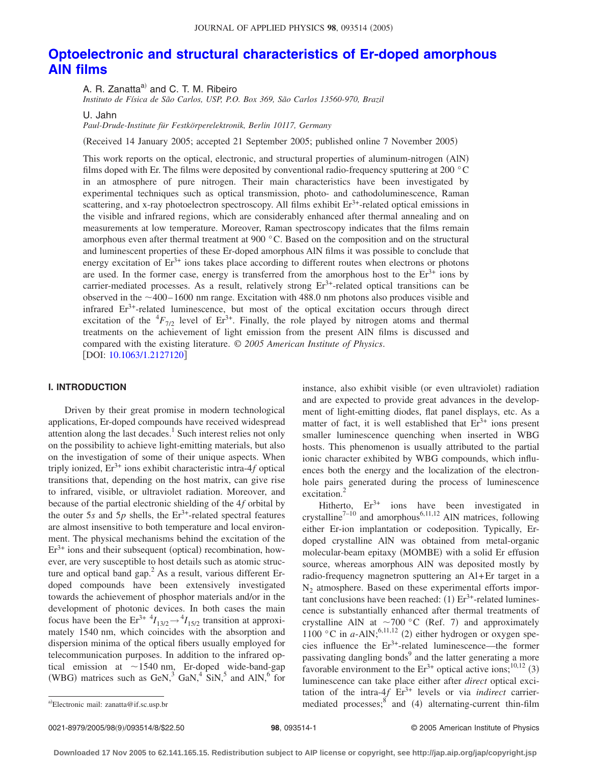# Optoelectronic and structural characteristics of Er-doped amorphous AlN films

A. R. Zanatta[a] and C. T. M. Ribeiro
*Instituto de Física de São Carlos, USP, P.O. Box 369, São Carlos 13560-970, Brazil*

U. Jahn
*Paul-Drude-Institute für Festkörperelektronik, Berlin 10117, Germany*

(Received 14 January 2005; accepted 21 September 2005; published online 7 November 2005)

This work reports on the optical, electronic, and structural properties of aluminum-nitrogen (AlN) films doped with Er. The films were deposited by conventional radio-frequency sputtering at 200 °C in an atmosphere of pure nitrogen. Their main characteristics have been investigated by experimental techniques such as optical transmission, photo- and cathodoluminescence, Raman scattering, and x-ray photoelectron spectroscopy. All films exhibit $Er^{3+}$-related optical emissions in the visible and infrared regions, which are considerably enhanced after thermal annealing and on measurements at low temperature. Moreover, Raman spectroscopy indicates that the films remain amorphous even after thermal treatment at 900 °C. Based on the composition and on the structural and luminescent properties of these Er-doped amorphous AlN films it was possible to conclude that energy excitation of $Er^{3+}$ ions takes place according to different routes when electrons or photons are used. In the former case, energy is transferred from the amorphous host to the $Er^{3+}$ ions by carrier-mediated processes. As a result, relatively strong $Er^{3+}$-related optical transitions can be observed in the ~400–1600 nm range. Excitation with 488.0 nm photons also produces visible and infrared $Er^{3+}$-related luminescence, but most of the optical excitation occurs through direct excitation of the $^4F_{7/2}$ level of $Er^{3+}$. Finally, the role played by nitrogen atoms and thermal treatments on the achievement of light emission from the present AlN films is discussed and compared with the existing literature. *© 2005 American Institute of Physics*. [DOI: 10.1063/1.2127120]

## I. INTRODUCTION

Driven by their great promise in modern technological applications, Er-doped compounds have received widespread attention along the last decades.[1] Such interest relies not only on the possibility to achieve light-emitting materials, but also on the investigation of some of their unique aspects. When triply ionized, $Er^{3+}$ ions exhibit characteristic intra-4*f* optical transitions that, depending on the host matrix, can give rise to infrared, visible, or ultraviolet radiation. Moreover, and because of the partial electronic shielding of the 4*f* orbital by the outer 5*s* and 5*p* shells, the $Er^{3+}$-related spectral features are almost insensitive to both temperature and local environment. The physical mechanisms behind the excitation of the $Er^{3+}$ ions and their subsequent (optical) recombination, however, are very susceptible to host details such as atomic structure and optical band gap.[2] As a result, various different Er-doped compounds have been extensively investigated towards the achievement of phosphor materials and/or in the development of photonic devices. In both cases the main focus have been the $Er^{3+}$ $^4I_{13/2} \rightarrow ^4I_{15/2}$ transition at approximately 1540 nm, which coincides with the absorption and dispersion minima of the optical fibers usually employed for telecommunication purposes. In addition to the infrared optical emission at ~1540 nm, Er-doped wide-band-gap (WBG) matrices such as GeN,[3] GaN,[4] SiN,[5] and AlN,[6] for instance, also exhibit visible (or even ultraviolet) radiation and are expected to provide great advances in the development of light-emitting diodes, flat panel displays, etc. As a matter of fact, it is well established that $Er^{3+}$ ions present smaller luminescence quenching when inserted in WBG hosts. This phenomenon is usually attributed to the partial ionic character exhibited by WBG compounds, which influences both the energy and the localization of the electron-hole pairs generated during the process of luminescence excitation.[2]

Hitherto, $Er^{3+}$ ions have been investigated in crystalline[7–10] and amorphous[6,11,12] AlN matrices, following either Er-ion implantation or codeposition. Typically, Er-doped crystalline AlN was obtained from metal-organic molecular-beam epitaxy (MOMBE) with a solid Er effusion source, whereas amorphous AlN was deposited mostly by radio-frequency magnetron sputtering an Al+Er target in a $N_2$ atmosphere. Based on these experimental efforts important conclusions have been reached: (1) $Er^{3+}$-related luminescence is substantially enhanced after thermal treatments of crystalline AlN at ~700 °C (Ref. 7) and approximately 1100 °C in *a*-AlN;[6,11,12] (2) either hydrogen or oxygen species influence the $Er^{3+}$-related luminescence—the former passivating dangling bonds[9] and the latter generating a more favorable environment to the $Er^{3+}$ optical active ions;[10,12] (3) luminescence can take place either after *direct* optical excitation of the intra-4*f* $Er^{3+}$ levels or via *indirect* carrier-mediated processes;[8] and (4) alternating-current thin-film

[a]Electronic mail: zanatta@if.sc.usp.br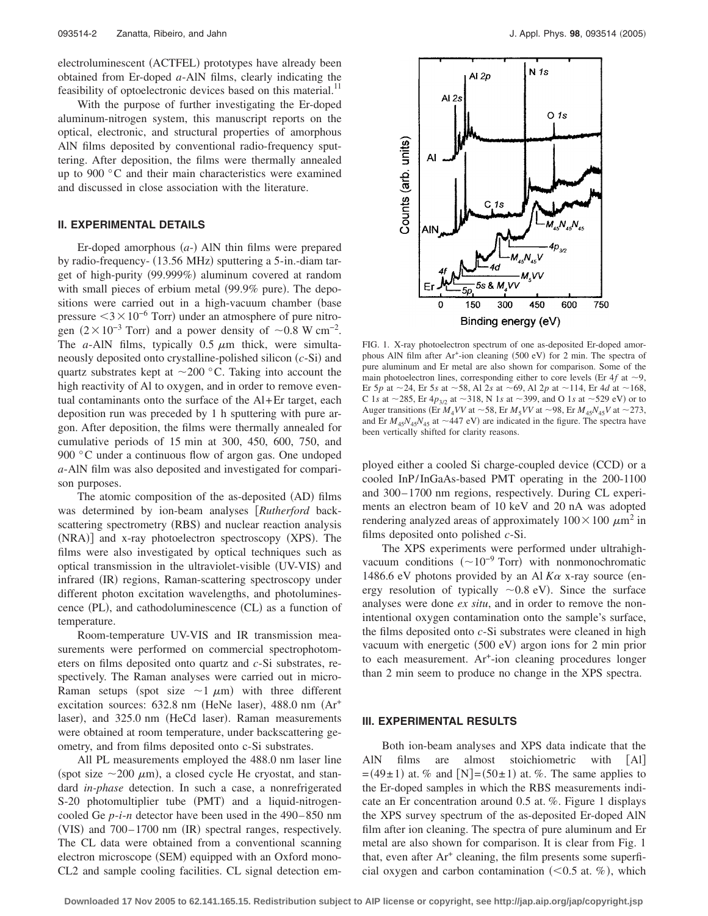electroluminescent (ACTFEL) prototypes have already been obtained from Er-doped *a*-AlN films, clearly indicating the feasibility of optoelectronic devices based on this material.[11]

With the purpose of further investigating the Er-doped aluminum-nitrogen system, this manuscript reports on the optical, electronic, and structural properties of amorphous AlN films deposited by conventional radio-frequency sputtering. After deposition, the films were thermally annealed up to 900 °C and their main characteristics were examined and discussed in close association with the literature.

## II. EXPERIMENTAL DETAILS

Er-doped amorphous (*a*-) AlN thin films were prepared by radio-frequency- (13.56 MHz) sputtering a 5-in.-diam target of high-purity (99.999%) aluminum covered at random with small pieces of erbium metal (99.9% pure). The depositions were carried out in a high-vacuum chamber (base pressure $<3\times10^{-6}$ Torr) under an atmosphere of pure nitrogen ($2\times10^{-3}$ Torr) and a power density of $\sim$0.8 W cm$^{-2}$. The *a*-AlN films, typically 0.5 $\mu$m thick, were simultaneously deposited onto crystalline-polished silicon (*c*-Si) and quartz substrates kept at $\sim$200 °C. Taking into account the high reactivity of Al to oxygen, and in order to remove eventual contaminants onto the surface of the Al+Er target, each deposition run was preceded by 1 h sputtering with pure argon. After deposition, the films were thermally annealed for cumulative periods of 15 min at 300, 450, 600, 750, and 900 °C under a continuous flow of argon gas. One undoped *a*-AlN film was also deposited and investigated for comparison purposes.

The atomic composition of the as-deposited (AD) films was determined by ion-beam analyses [*Rutherford* backscattering spectrometry (RBS) and nuclear reaction analysis (NRA)] and x-ray photoelectron spectroscopy (XPS). The films were also investigated by optical techniques such as optical transmission in the ultraviolet-visible (UV-VIS) and infrared (IR) regions, Raman-scattering spectroscopy under different photon excitation wavelengths, and photoluminescence (PL), and cathodoluminescence (CL) as a function of temperature.

Room-temperature UV-VIS and IR transmission measurements were performed on commercial spectrophotometers on films deposited onto quartz and *c*-Si substrates, respectively. The Raman analyses were carried out in micro-Raman setups (spot size $\sim$1 $\mu$m) with three different excitation sources: 632.8 nm (HeNe laser), 488.0 nm ($Ar^+$ laser), and 325.0 nm (HeCd laser). Raman measurements were obtained at room temperature, under backscattering geometry, and from films deposited onto c-Si substrates.

All PL measurements employed the 488.0 nm laser line (spot size $\sim$200 $\mu$m), a closed cycle He cryostat, and standard *in-phase* detection. In such a case, a nonrefrigerated S-20 photomultiplier tube (PMT) and a liquid-nitrogen-cooled Ge *p-i-n* detector have been used in the 490–850 nm (VIS) and 700–1700 nm (IR) spectral ranges, respectively. The CL data were obtained from a conventional scanning electron microscope (SEM) equipped with an Oxford mono-CL2 and sample cooling facilities. CL signal detection employed either a cooled Si charge-coupled device (CCD) or a cooled InP/InGaAs-based PMT operating in the 200-1100 and 300–1700 nm regions, respectively. During CL experiments an electron beam of 10 keV and 20 nA was adopted rendering analyzed areas of approximately $100\times100$ $\mu$m$^2$ in films deposited onto polished *c*-Si.

The XPS experiments were performed under ultrahigh-vacuum conditions ($\sim10^{-9}$ Torr) with nonmonochromatic 1486.6 eV photons provided by an Al $K\alpha$ x-ray source (energy resolution of typically $\sim$0.8 eV). Since the surface analyses were done *ex situ*, and in order to remove the nonintentional oxygen contamination onto the sample's surface, the films deposited onto *c*-Si substrates were cleaned in high vacuum with energetic (500 eV) argon ions for 2 min prior to each measurement. $Ar^+$-ion cleaning procedures longer than 2 min seem to produce no change in the XPS spectra.

FIG. 1. X-ray photoelectron spectrum of one as-deposited Er-doped amorphous AlN film after $Ar^+$-ion cleaning (500 eV) for 2 min. The spectra of pure aluminum and Er metal are also shown for comparison. Some of the main photoelectron lines, corresponding either to core levels (Er 4*f* at $\sim$9, Er 5*p* at $\sim$24, Er 5*s* at $\sim$58, Al 2*s* at $\sim$69, Al 2*p* at $\sim$114, Er 4*d* at $\sim$168, C 1*s* at $\sim$285, Er $4p_{3/2}$ at $\sim$318, N 1*s* at $\sim$399, and O 1*s* at $\sim$529 eV) or to Auger transitions (Er $M_4VV$ at $\sim$58, Er $M_5VV$ at $\sim$98, Er $M_{45}N_{45}V$ at $\sim$273, and Er $M_{45}N_{45}N_{45}$ at $\sim$447 eV) are indicated in the figure. The spectra have been vertically shifted for clarity reasons.

## III. EXPERIMENTAL RESULTS

Both ion-beam analyses and XPS data indicate that the AlN films are almost stoichiometric with [Al] $=(49\pm1)$ at. % and [N] $=(50\pm1)$ at. %. The same applies to the Er-doped samples in which the RBS measurements indicate an Er concentration around 0.5 at. %. Figure 1 displays the XPS survey spectrum of the as-deposited Er-doped AlN film after ion cleaning. The spectra of pure aluminum and Er metal are also shown for comparison. It is clear from Fig. 1 that, even after $Ar^+$ cleaning, the film presents some superficial oxygen and carbon contamination ($<$0.5 at. %), which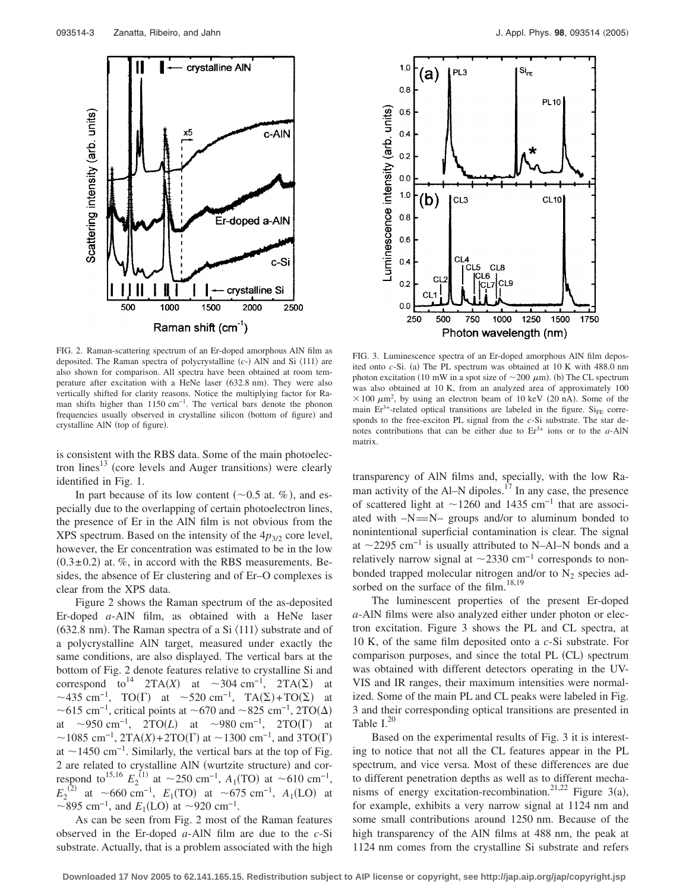FIG. 2. Raman-scattering spectrum of an Er-doped amorphous AlN film as deposited. The Raman spectra of polycrystalline (*c*-) AlN and Si ⟨111⟩ are also shown for comparison. All spectra have been obtained at room temperature after excitation with a HeNe laser (632.8 nm). They were also vertically shifted for clarity reasons. Notice the multiplying factor for Raman shifts higher than 1150 $cm^{-1}$. The vertical bars denote the phonon frequencies usually observed in crystalline silicon (bottom of figure) and crystalline AlN (top of figure).

FIG. 3. Luminescence spectra of an Er-doped amorphous AlN film deposited onto *c*-Si. (a) The PL spectrum was obtained at 10 K with 488.0 nm photon excitation (10 mW in a spot size of ~200 μm). (b) The CL spectrum was also obtained at 10 K, from an analyzed area of approximately 100 × 100 $\mu m^2$, by using an electron beam of 10 keV (20 nA). Some of the main $Er^{3+}$-related optical transitions are labeled in the figure. $Si_{FE}$ corresponds to the free-exciton PL signal from the *c*-Si substrate. The star denotes contributions that can be either due to $Er^{3+}$ ions or to the *a*-AlN matrix.

is consistent with the RBS data. Some of the main photoelectron lines[13] (core levels and Auger transitions) were clearly identified in Fig. 1.

In part because of its low content (~0.5 at. %), and especially due to the overlapping of certain photoelectron lines, the presence of Er in the AlN film is not obvious from the XPS spectrum. Based on the intensity of the $4p_{3/2}$ core level, however, the Er concentration was estimated to be in the low (0.3±0.2) at. %, in accord with the RBS measurements. Besides, the absence of Er clustering and of Er–O complexes is clear from the XPS data.

Figure 2 shows the Raman spectrum of the as-deposited Er-doped *a*-AlN film, as obtained with a HeNe laser (632.8 nm). The Raman spectra of a Si ⟨111⟩ substrate and of a polycrystalline AlN target, measured under exactly the same conditions, are also displayed. The vertical bars at the bottom of Fig. 2 denote features relative to crystalline Si and correspond to[14] 2TA(*X*) at ~304 $cm^{-1}$, 2TA(Σ) at ~435 $cm^{-1}$, TO(Γ) at ~520 $cm^{-1}$, TA(Σ)+TO(Σ) at ~615 $cm^{-1}$, critical points at ~670 and ~825 $cm^{-1}$, 2TO(Δ) at ~950 $cm^{-1}$, 2TO(*L*) at ~980 $cm^{-1}$, 2TO(Γ) at ~1085 $cm^{-1}$, 2TA(*X*)+2TO(Γ) at ~1300 $cm^{-1}$, and 3TO(Γ) at ~1450 $cm^{-1}$. Similarly, the vertical bars at the top of Fig. 2 are related to crystalline AlN (wurtzite structure) and correspond to[15,16] $E_2^{(1)}$ at ~250 $cm^{-1}$, $A_1$(TO) at ~610 $cm^{-1}$, $E_2^{(2)}$ at ~660 $cm^{-1}$, $E_1$(TO) at ~675 $cm^{-1}$, $A_1$(LO) at ~895 $cm^{-1}$, and $E_1$(LO) at ~920 $cm^{-1}$.

As can be seen from Fig. 2 most of the Raman features observed in the Er-doped *a*-AlN film are due to the *c*-Si substrate. Actually, that is a problem associated with the high transparency of AlN films and, specially, with the low Raman activity of the Al–N dipoles.[17] In any case, the presence of scattered light at ~1260 and 1435 $cm^{-1}$ that are associated with –N=N– groups and/or to aluminum bonded to nonintentional superficial contamination is clear. The signal at ~2295 $cm^{-1}$ is usually attributed to N–Al–N bonds and a relatively narrow signal at ~2330 $cm^{-1}$ corresponds to nonbonded trapped molecular nitrogen and/or to $N_2$ species adsorbed on the surface of the film.[18,19]

The luminescent properties of the present Er-doped *a*-AlN films were also analyzed either under photon or electron excitation. Figure 3 shows the PL and CL spectra, at 10 K, of the same film deposited onto a *c*-Si substrate. For comparison purposes, and since the total PL (CL) spectrum was obtained with different detectors operating in the UV-VIS and IR ranges, their maximum intensities were normalized. Some of the main PL and CL peaks were labeled in Fig. 3 and their corresponding optical transitions are presented in Table I.[20]

Based on the experimental results of Fig. 3 it is interesting to notice that not all the CL features appear in the PL spectrum, and vice versa. Most of these differences are due to different penetration depths as well as to different mechanisms of energy excitation-recombination.[21,22] Figure 3(a), for example, exhibits a very narrow signal at 1124 nm and some small contributions around 1250 nm. Because of the high transparency of the AlN films at 488 nm, the peak at 1124 nm comes from the crystalline Si substrate and refers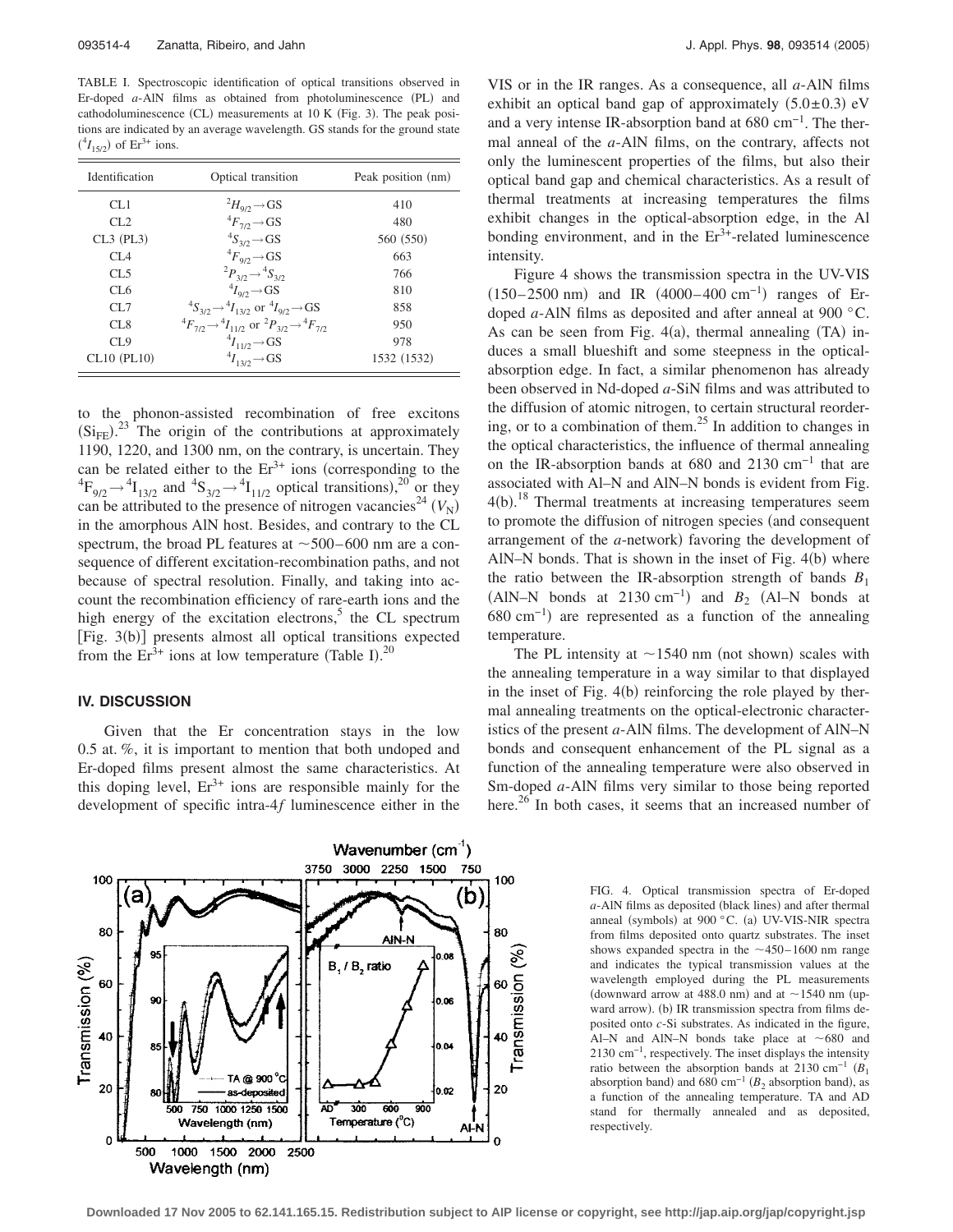TABLE I. Spectroscopic identification of optical transitions observed in Er-doped *a*-AlN films as obtained from photoluminescence (PL) and cathodoluminescence (CL) measurements at 10 K (Fig. 3). The peak positions are indicated by an average wavelength. GS stands for the ground state ($^4I_{15/2}$) of $Er^{3+}$ ions.

| Identification | Optical transition | Peak position (nm) |
|---|---|---|
| CL1 | $^2H_{9/2} \rightarrow$ GS | 410 |
| CL2 | $^4F_{7/2} \rightarrow$ GS | 480 |
| CL3 (PL3) | $^4S_{3/2} \rightarrow$ GS | 560 (550) |
| CL4 | $^4F_{9/2} \rightarrow$ GS | 663 |
| CL5 | $^2P_{3/2} \rightarrow {}^4S_{3/2}$ | 766 |
| CL6 | $^4I_{9/2} \rightarrow$ GS | 810 |
| CL7 | $^4S_{3/2} \rightarrow {}^4I_{13/2}$ or $^4I_{9/2} \rightarrow$ GS | 858 |
| CL8 | $^4F_{7/2} \rightarrow {}^4I_{11/2}$ or $^2P_{3/2} \rightarrow {}^4F_{7/2}$ | 950 |
| CL9 | $^4I_{11/2} \rightarrow$ GS | 978 |
| CL10 (PL10) | $^4I_{13/2} \rightarrow$ GS | 1532 (1532) |

to the phonon-assisted recombination of free excitons ($Si_{FE}$).[23] The origin of the contributions at approximately 1190, 1220, and 1300 nm, on the contrary, is uncertain. They can be related either to the $Er^{3+}$ ions (corresponding to the $^4F_{9/2} \rightarrow {}^4I_{13/2}$ and $^4S_{3/2} \rightarrow {}^4I_{11/2}$ optical transitions),[20] or they can be attributed to the presence of nitrogen vacancies[24] ($V_N$) in the amorphous AlN host. Besides, and contrary to the CL spectrum, the broad PL features at ~500–600 nm are a consequence of different excitation-recombination paths, and not because of spectral resolution. Finally, and taking into account the recombination efficiency of rare-earth ions and the high energy of the excitation electrons,[5] the CL spectrum [Fig. 3(b)] presents almost all optical transitions expected from the $Er^{3+}$ ions at low temperature (Table I).[20]

## IV. DISCUSSION

Given that the Er concentration stays in the low 0.5 at. %, it is important to mention that both undoped and Er-doped films present almost the same characteristics. At this doping level, $Er^{3+}$ ions are responsible mainly for the development of specific intra-4*f* luminescence either in the VIS or in the IR ranges. As a consequence, all *a*-AlN films exhibit an optical band gap of approximately (5.0±0.3) eV and a very intense IR-absorption band at 680 $cm^{-1}$. The thermal anneal of the *a*-AlN films, on the contrary, affects not only the luminescent properties of the films, but also their optical band gap and chemical characteristics. As a result of thermal treatments at increasing temperatures the films exhibit changes in the optical-absorption edge, in the Al bonding environment, and in the $Er^{3+}$-related luminescence intensity.

Figure 4 shows the transmission spectra in the UV-VIS (150–2500 nm) and IR (4000–400 $cm^{-1}$) ranges of Er-doped *a*-AlN films as deposited and after anneal at 900 °C. As can be seen from Fig. 4(a), thermal annealing (TA) induces a small blueshift and some steepness in the optical-absorption edge. In fact, a similar phenomenon has already been observed in Nd-doped *a*-SiN films and was attributed to the diffusion of atomic nitrogen, to certain structural reordering, or to a combination of them.[25] In addition to changes in the optical characteristics, the influence of thermal annealing on the IR-absorption bands at 680 and 2130 $cm^{-1}$ that are associated with Al–N and AlN–N bonds is evident from Fig. 4(b).[18] Thermal treatments at increasing temperatures seem to promote the diffusion of nitrogen species (and consequent arrangement of the *a*-network) favoring the development of AlN–N bonds. That is shown in the inset of Fig. 4(b) where the ratio between the IR-absorption strength of bands $B_1$ (AlN–N bonds at 2130 $cm^{-1}$) and $B_2$ (Al–N bonds at 680 $cm^{-1}$) are represented as a function of the annealing temperature.

The PL intensity at ~1540 nm (not shown) scales with the annealing temperature in a way similar to that displayed in the inset of Fig. 4(b) reinforcing the role played by thermal annealing treatments on the optical-electronic characteristics of the present *a*-AlN films. The development of AlN–N bonds and consequent enhancement of the PL signal as a function of the annealing temperature were also observed in Sm-doped *a*-AlN films very similar to those being reported here.[26] In both cases, it seems that an increased number of

FIG. 4. Optical transmission spectra of Er-doped *a*-AlN films as deposited (black lines) and after thermal anneal (symbols) at 900 °C. (a) UV-VIS-NIR spectra from films deposited onto quartz substrates. The inset shows expanded spectra in the ~450–1600 nm range and indicates the typical transmission values at the wavelength employed during the PL measurements (downward arrow at 488.0 nm) and at ~1540 nm (upward arrow). (b) IR transmission spectra from films deposited onto *c*-Si substrates. As indicated in the figure, Al–N and AlN–N bonds take place at ~680 and 2130 $cm^{-1}$, respectively. The inset displays the intensity ratio between the absorption bands at 2130 $cm^{-1}$ ($B_1$ absorption band) and 680 $cm^{-1}$ ($B_2$ absorption band), as a function of the annealing temperature. TA and AD stand for thermally annealed and as deposited, respectively.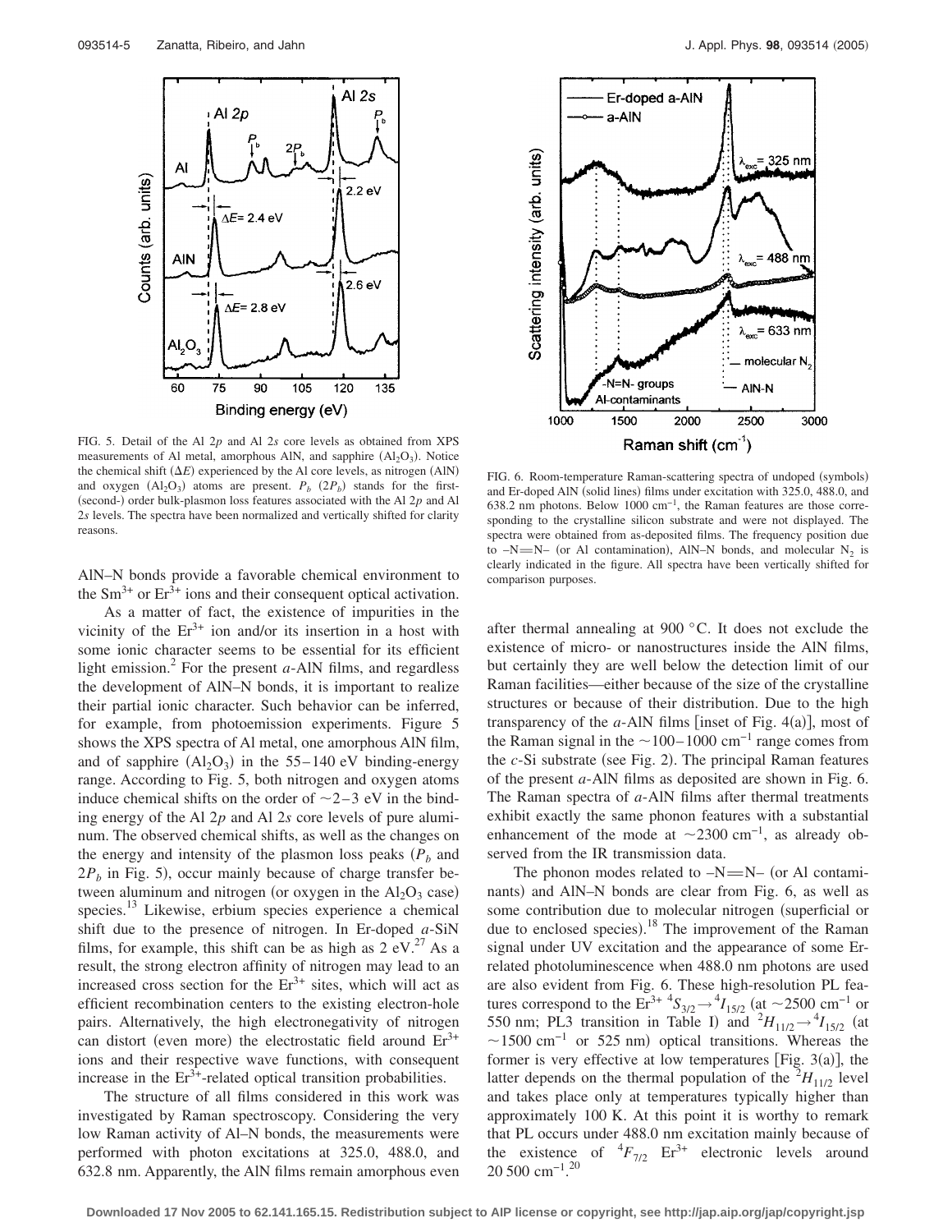FIG. 5. Detail of the Al 2*p* and Al 2*s* core levels as obtained from XPS measurements of Al metal, amorphous AlN, and sapphire ($Al_2O_3$). Notice the chemical shift ($\Delta E$) experienced by the Al core levels, as nitrogen (AlN) and oxygen ($Al_2O_3$) atoms are present. $P_b$ ($2P_b$) stands for the first- (second-) order bulk-plasmon loss features associated with the Al 2*p* and Al 2*s* levels. The spectra have been normalized and vertically shifted for clarity reasons.

FIG. 6. Room-temperature Raman-scattering spectra of undoped (symbols) and Er-doped AlN (solid lines) films under excitation with 325.0, 488.0, and 638.2 nm photons. Below 1000 $cm^{-1}$, the Raman features are those corresponding to the crystalline silicon substrate and were not displayed. The spectra were obtained from as-deposited films. The frequency position due to –N=N– (or Al contamination), AlN–N bonds, and molecular $N_2$ is clearly indicated in the figure. All spectra have been vertically shifted for comparison purposes.

AlN–N bonds provide a favorable chemical environment to the $Sm^{3+}$ or $Er^{3+}$ ions and their consequent optical activation.

As a matter of fact, the existence of impurities in the vicinity of the $Er^{3+}$ ion and/or its insertion in a host with some ionic character seems to be essential for its efficient light emission.[2] For the present *a*-AlN films, and regardless the development of AlN–N bonds, it is important to realize their partial ionic character. Such behavior can be inferred, for example, from photoemission experiments. Figure 5 shows the XPS spectra of Al metal, one amorphous AlN film, and of sapphire ($Al_2O_3$) in the 55–140 eV binding-energy range. According to Fig. 5, both nitrogen and oxygen atoms induce chemical shifts on the order of ~2–3 eV in the binding energy of the Al 2*p* and Al 2*s* core levels of pure aluminum. The observed chemical shifts, as well as the changes on the energy and intensity of the plasmon loss peaks ($P_b$ and $2P_b$ in Fig. 5), occur mainly because of charge transfer between aluminum and nitrogen (or oxygen in the $Al_2O_3$ case) species.[13] Likewise, erbium species experience a chemical shift due to the presence of nitrogen. In Er-doped *a*-SiN films, for example, this shift can be as high as 2 eV.[27] As a result, the strong electron affinity of nitrogen may lead to an increased cross section for the $Er^{3+}$ sites, which will act as efficient recombination centers to the existing electron-hole pairs. Alternatively, the high electronegativity of nitrogen can distort (even more) the electrostatic field around $Er^{3+}$ ions and their respective wave functions, with consequent increase in the $Er^{3+}$-related optical transition probabilities.

The structure of all films considered in this work was investigated by Raman spectroscopy. Considering the very low Raman activity of Al–N bonds, the measurements were performed with photon excitations at 325.0, 488.0, and 632.8 nm. Apparently, the AlN films remain amorphous even after thermal annealing at 900 °C. It does not exclude the existence of micro- or nanostructures inside the AlN films, but certainly they are well below the detection limit of our Raman facilities—either because of the size of the crystalline structures or because of their distribution. Due to the high transparency of the *a*-AlN films [inset of Fig. 4(a)], most of the Raman signal in the ~100–1000 $cm^{-1}$ range comes from the *c*-Si substrate (see Fig. 2). The principal Raman features of the present *a*-AlN films as deposited are shown in Fig. 6. The Raman spectra of *a*-AlN films after thermal treatments exhibit exactly the same phonon features with a substantial enhancement of the mode at ~2300 $cm^{-1}$, as already observed from the IR transmission data.

The phonon modes related to –N=N– (or Al contaminants) and AlN–N bonds are clear from Fig. 6, as well as some contribution due to molecular nitrogen (superficial or due to enclosed species).[18] The improvement of the Raman signal under UV excitation and the appearance of some Er-related photoluminescence when 488.0 nm photons are used are also evident from Fig. 6. These high-resolution PL features correspond to the $Er^{3+}$ ${}^4S_{3/2} \rightarrow {}^4I_{15/2}$ (at ~2500 $cm^{-1}$ or 550 nm; PL3 transition in Table I) and ${}^2H_{11/2} \rightarrow {}^4I_{15/2}$ (at ~1500 $cm^{-1}$ or 525 nm) optical transitions. Whereas the former is very effective at low temperatures [Fig. 3(a)], the latter depends on the thermal population of the ${}^2H_{11/2}$ level and takes place only at temperatures typically higher than approximately 100 K. At this point it is worthy to remark that PL occurs under 488.0 nm excitation mainly because of the existence of ${}^4F_{7/2}$ $Er^{3+}$ electronic levels around 20 500 $cm^{-1}$.[20]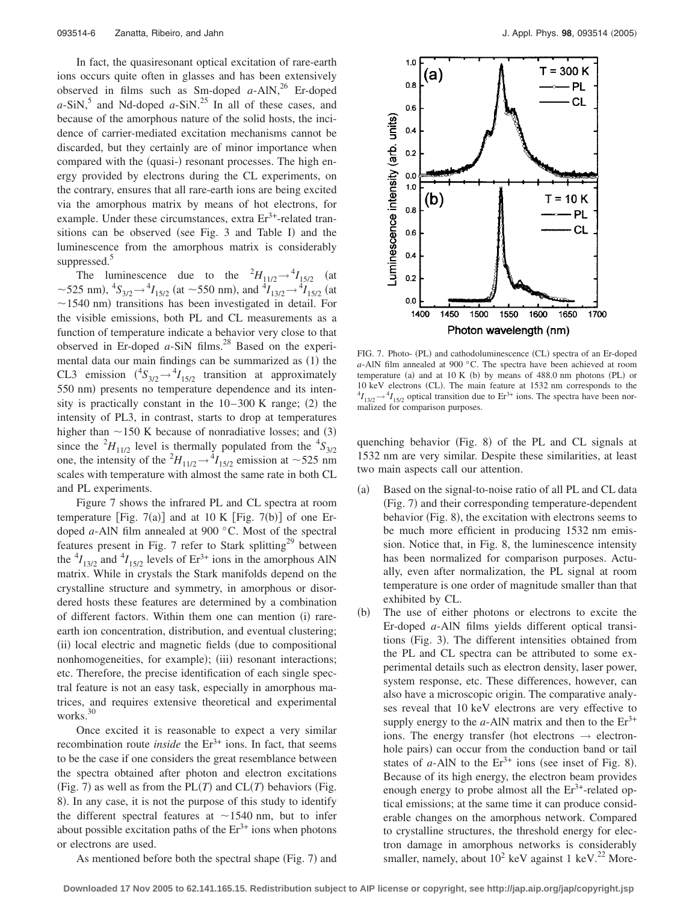In fact, the quasiresonant optical excitation of rare-earth ions occurs quite often in glasses and has been extensively observed in films such as Sm-doped *a*-AlN,[26] Er-doped *a*-SiN,[5] and Nd-doped *a*-SiN.[25] In all of these cases, and because of the amorphous nature of the solid hosts, the incidence of carrier-mediated excitation mechanisms cannot be discarded, but they certainly are of minor importance when compared with the (quasi-) resonant processes. The high energy provided by electrons during the CL experiments, on the contrary, ensures that all rare-earth ions are being excited via the amorphous matrix by means of hot electrons, for example. Under these circumstances, extra $Er^{3+}$-related transitions can be observed (see Fig. 3 and Table I) and the luminescence from the amorphous matrix is considerably suppressed.[5]

The luminescence due to the ${}^2H_{11/2} \rightarrow {}^4I_{15/2}$ (at ~525 nm), ${}^4S_{3/2} \rightarrow {}^4I_{15/2}$ (at ~550 nm), and ${}^4I_{13/2} \rightarrow {}^4I_{15/2}$ (at ~1540 nm) transitions has been investigated in detail. For the visible emissions, both PL and CL measurements as a function of temperature indicate a behavior very close to that observed in Er-doped *a*-SiN films.[28] Based on the experimental data our main findings can be summarized as (1) the CL3 emission (${}^4S_{3/2} \rightarrow {}^4I_{15/2}$ transition at approximately 550 nm) presents no temperature dependence and its intensity is practically constant in the 10–300 K range; (2) the intensity of PL3, in contrast, starts to drop at temperatures higher than ~150 K because of nonradiative losses; and (3) since the ${}^2H_{11/2}$ level is thermally populated from the ${}^4S_{3/2}$ one, the intensity of the ${}^2H_{11/2} \rightarrow {}^4I_{15/2}$ emission at ~525 nm scales with temperature with almost the same rate in both CL and PL experiments.

Figure 7 shows the infrared PL and CL spectra at room temperature [Fig. 7(a)] and at 10 K [Fig. 7(b)] of one Er-doped *a*-AlN film annealed at 900 °C. Most of the spectral features present in Fig. 7 refer to Stark splitting[29] between the ${}^4I_{13/2}$ and ${}^4I_{15/2}$ levels of $Er^{3+}$ ions in the amorphous AlN matrix. While in crystals the Stark manifolds depend on the crystalline structure and symmetry, in amorphous or disordered hosts these features are determined by a combination of different factors. Within them one can mention (i) rare-earth ion concentration, distribution, and eventual clustering; (ii) local electric and magnetic fields (due to compositional nonhomogeneities, for example); (iii) resonant interactions; etc. Therefore, the precise identification of each single spectral feature is not an easy task, especially in amorphous matrices, and requires extensive theoretical and experimental works.[30]

Once excited it is reasonable to expect a very similar recombination route *inside* the $Er^{3+}$ ions. In fact, that seems to be the case if one considers the great resemblance between the spectra obtained after photon and electron excitations (Fig. 7) as well as from the PL($T$) and CL($T$) behaviors (Fig. 8). In any case, it is not the purpose of this study to identify the different spectral features at ~1540 nm, but to infer about possible excitation paths of the $Er^{3+}$ ions when photons or electrons are used.

As mentioned before both the spectral shape (Fig. 7) and quenching behavior (Fig. 8) of the PL and CL signals at 1532 nm are very similar. Despite these similarities, at least two main aspects call our attention.

FIG. 7. Photo- (PL) and cathodoluminescence (CL) spectra of an Er-doped *a*-AlN film annealed at 900 °C. The spectra have been achieved at room temperature (a) and at 10 K (b) by means of 488.0 nm photons (PL) or 10 keV electrons (CL). The main feature at 1532 nm corresponds to the ${}^4I_{13/2} \rightarrow {}^4I_{15/2}$ optical transition due to $Er^{3+}$ ions. The spectra have been normalized for comparison purposes.

(a) Based on the signal-to-noise ratio of all PL and CL data (Fig. 7) and their corresponding temperature-dependent behavior (Fig. 8), the excitation with electrons seems to be much more efficient in producing 1532 nm emission. Notice that, in Fig. 8, the luminescence intensity has been normalized for comparison purposes. Actually, even after normalization, the PL signal at room temperature is one order of magnitude smaller than that exhibited by CL.

(b) The use of either photons or electrons to excite the Er-doped *a*-AlN films yields different optical transitions (Fig. 3). The different intensities obtained from the PL and CL spectra can be attributed to some experimental details such as electron density, laser power, system response, etc. These differences, however, can also have a microscopic origin. The comparative analyses reveal that 10 keV electrons are very effective to supply energy to the *a*-AlN matrix and then to the $Er^{3+}$ ions. The energy transfer (hot electrons → electron-hole pairs) can occur from the conduction band or tail states of *a*-AlN to the $Er^{3+}$ ions (see inset of Fig. 8). Because of its high energy, the electron beam provides enough energy to probe almost all the $Er^{3+}$-related optical emissions; at the same time it can produce considerable changes on the amorphous network. Compared to crystalline structures, the threshold energy for electron damage in amorphous networks is considerably smaller, namely, about $10^2$ keV against 1 keV.[22] More-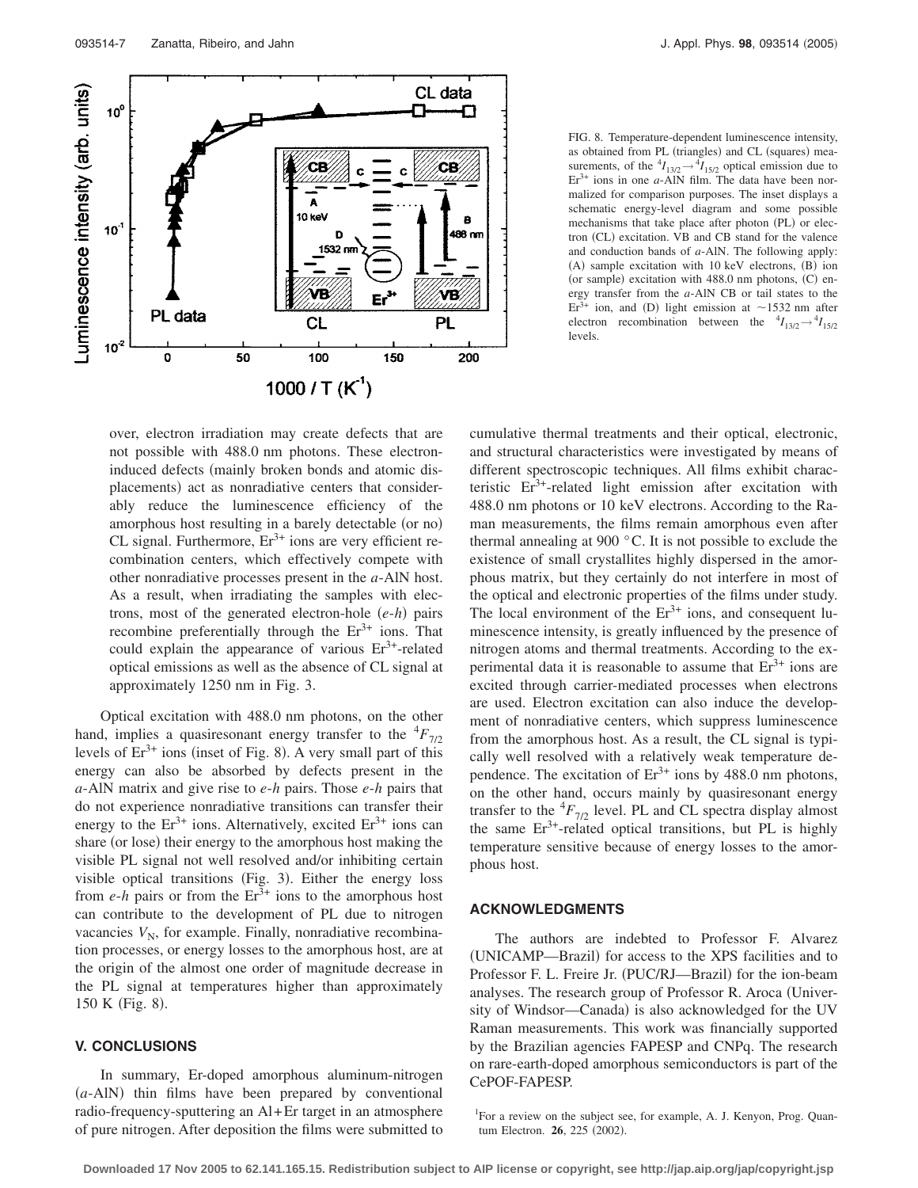FIG. 8. Temperature-dependent luminescence intensity, as obtained from PL (triangles) and CL (squares) measurements, of the ${}^4I_{13/2} \rightarrow {}^4I_{15/2}$ optical emission due to $Er^{3+}$ ions in one *a*-AlN film. The data have been normalized for comparison purposes. The inset displays a schematic energy-level diagram and some possible mechanisms that take place after photon (PL) or electron (CL) excitation. VB and CB stand for the valence and conduction bands of *a*-AlN. The following apply: (A) sample excitation with 10 keV electrons, (B) ion (or sample) excitation with 488.0 nm photons, (C) energy transfer from the *a*-AlN CB or tail states to the $Er^{3+}$ ion, and (D) light emission at ~1532 nm after electron recombination between the ${}^4I_{13/2} \rightarrow {}^4I_{15/2}$ levels.

over, electron irradiation may create defects that are not possible with 488.0 nm photons. These electron-induced defects (mainly broken bonds and atomic displacements) act as nonradiative centers that considerably reduce the luminescence efficiency of the amorphous host resulting in a barely detectable (or no) CL signal. Furthermore, $Er^{3+}$ ions are very efficient recombination centers, which effectively compete with other nonradiative processes present in the *a*-AlN host. As a result, when irradiating the samples with electrons, most of the generated electron-hole (*e*-*h*) pairs recombine preferentially through the $Er^{3+}$ ions. That could explain the appearance of various $Er^{3+}$-related optical emissions as well as the absence of CL signal at approximately 1250 nm in Fig. 3.

Optical excitation with 488.0 nm photons, on the other hand, implies a quasiresonant energy transfer to the ${}^4F_{7/2}$ levels of $Er^{3+}$ ions (inset of Fig. 8). A very small part of this energy can also be absorbed by defects present in the *a*-AlN matrix and give rise to *e*-*h* pairs. Those *e*-*h* pairs that do not experience nonradiative transitions can transfer their energy to the $Er^{3+}$ ions. Alternatively, excited $Er^{3+}$ ions can share (or lose) their energy to the amorphous host making the visible PL signal not well resolved and/or inhibiting certain visible optical transitions (Fig. 3). Either the energy loss from *e*-*h* pairs or from the $Er^{3+}$ ions to the amorphous host can contribute to the development of PL due to nitrogen vacancies $V_N$, for example. Finally, nonradiative recombination processes, or energy losses to the amorphous host, are at the origin of the almost one order of magnitude decrease in the PL signal at temperatures higher than approximately 150 K (Fig. 8).

## V. CONCLUSIONS

In summary, Er-doped amorphous aluminum-nitrogen (*a*-AlN) thin films have been prepared by conventional radio-frequency-sputtering an Al+Er target in an atmosphere of pure nitrogen. After deposition the films were submitted to cumulative thermal treatments and their optical, electronic, and structural characteristics were investigated by means of different spectroscopic techniques. All films exhibit characteristic $Er^{3+}$-related light emission after excitation with 488.0 nm photons or 10 keV electrons. According to the Raman measurements, the films remain amorphous even after thermal annealing at 900 °C. It is not possible to exclude the existence of small crystallites highly dispersed in the amorphous matrix, but they certainly do not interfere in most of the optical and electronic properties of the films under study. The local environment of the $Er^{3+}$ ions, and consequent luminescence intensity, is greatly influenced by the presence of nitrogen atoms and thermal treatments. According to the experimental data it is reasonable to assume that $Er^{3+}$ ions are excited through carrier-mediated processes when electrons are used. Electron excitation can also induce the development of nonradiative centers, which suppress luminescence from the amorphous host. As a result, the CL signal is typically well resolved with a relatively weak temperature dependence. The excitation of $Er^{3+}$ ions by 488.0 nm photons, on the other hand, occurs mainly by quasiresonant energy transfer to the ${}^4F_{7/2}$ level. PL and CL spectra display almost the same $Er^{3+}$-related optical transitions, but PL is highly temperature sensitive because of energy losses to the amorphous host.

## ACKNOWLEDGMENTS

The authors are indebted to Professor F. Alvarez (UNICAMP—Brazil) for access to the XPS facilities and to Professor F. L. Freire Jr. (PUC/RJ—Brazil) for the ion-beam analyses. The research group of Professor R. Aroca (University of Windsor—Canada) is also acknowledged for the UV Raman measurements. This work was financially supported by the Brazilian agencies FAPESP and CNPq. The research on rare-earth-doped amorphous semiconductors is part of the CePOF-FAPESP.

[1]For a review on the subject see, for example, A. J. Kenyon, Prog. Quantum Electron. **26**, 225 (2002).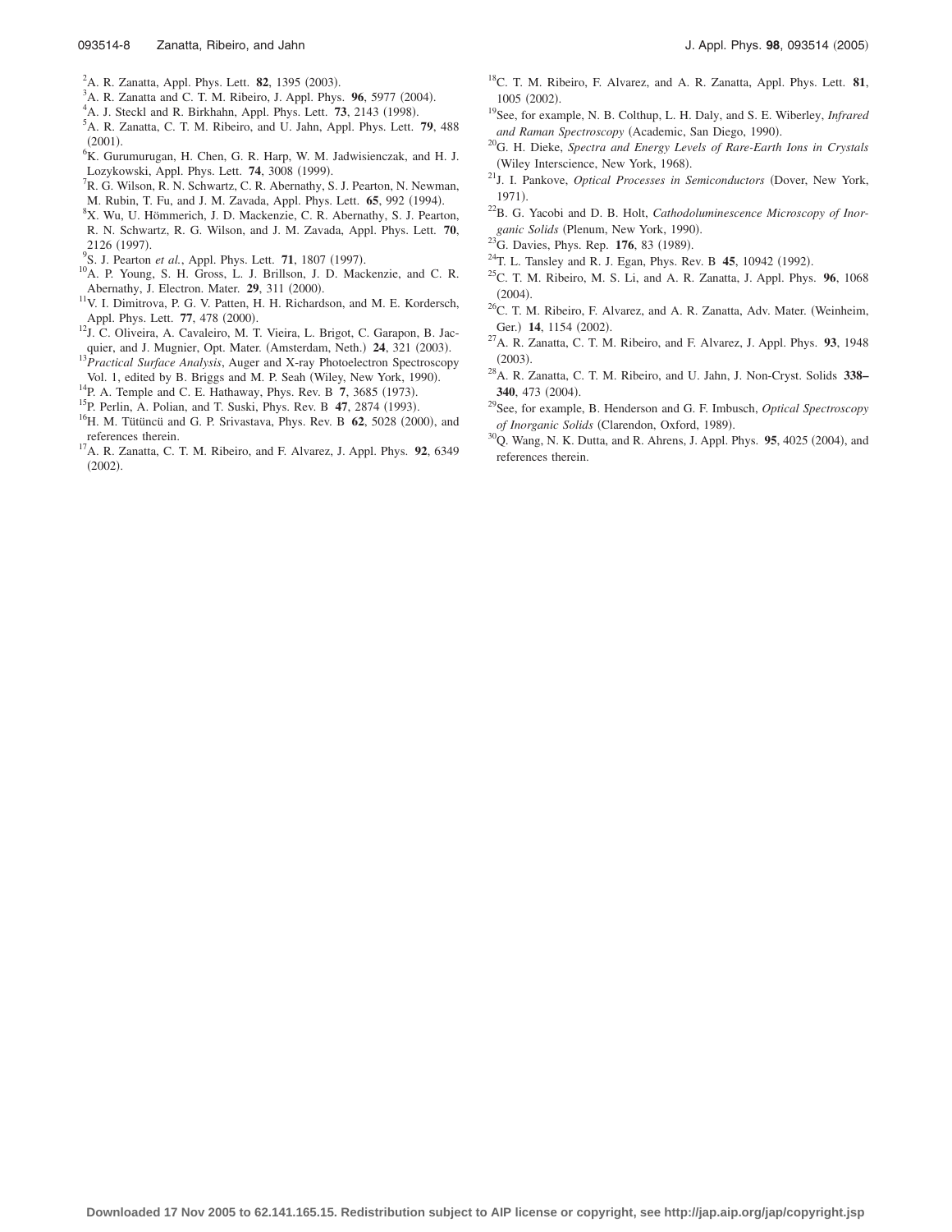[2] A. R. Zanatta, Appl. Phys. Lett. **82**, 1395 (2003).

[3] A. R. Zanatta and C. T. M. Ribeiro, J. Appl. Phys. **96**, 5977 (2004).

[4] A. J. Steckl and R. Birkhahn, Appl. Phys. Lett. **73**, 2143 (1998).

[5] A. R. Zanatta, C. T. M. Ribeiro, and U. Jahn, Appl. Phys. Lett. **79**, 488 (2001).

[6] K. Gurumurugan, H. Chen, G. R. Harp, W. M. Jadwisienczak, and H. J. Lozykowski, Appl. Phys. Lett. **74**, 3008 (1999).

[7] R. G. Wilson, R. N. Schwartz, C. R. Abernathy, S. J. Pearton, N. Newman, M. Rubin, T. Fu, and J. M. Zavada, Appl. Phys. Lett. **65**, 992 (1994).

[8] X. Wu, U. Hömmerich, J. D. Mackenzie, C. R. Abernathy, S. J. Pearton, R. N. Schwartz, R. G. Wilson, and J. M. Zavada, Appl. Phys. Lett. **70**, 2126 (1997).

[9] S. J. Pearton *et al.*, Appl. Phys. Lett. **71**, 1807 (1997).

[10] A. P. Young, S. H. Gross, L. J. Brillson, J. D. Mackenzie, and C. R. Abernathy, J. Electron. Mater. **29**, 311 (2000).

[11] V. I. Dimitrova, P. G. V. Patten, H. H. Richardson, and M. E. Kordersch, Appl. Phys. Lett. **77**, 478 (2000).

[12] J. C. Oliveira, A. Cavaleiro, M. T. Vieira, L. Brigot, C. Garapon, B. Jacquier, and J. Mugnier, Opt. Mater. (Amsterdam, Neth.) **24**, 321 (2003).

[13] *Practical Surface Analysis*, Auger and X-ray Photoelectron Spectroscopy Vol. 1, edited by B. Briggs and M. P. Seah (Wiley, New York, 1990).

[14] P. A. Temple and C. E. Hathaway, Phys. Rev. B **7**, 3685 (1973).

[15] P. Perlin, A. Polian, and T. Suski, Phys. Rev. B **47**, 2874 (1993).

[16] H. M. Tütüncü and G. P. Srivastava, Phys. Rev. B **62**, 5028 (2000), and references therein.

[17] A. R. Zanatta, C. T. M. Ribeiro, and F. Alvarez, J. Appl. Phys. **92**, 6349 (2002).

[18] C. T. M. Ribeiro, F. Alvarez, and A. R. Zanatta, Appl. Phys. Lett. **81**, 1005 (2002).

[19] See, for example, N. B. Colthup, L. H. Daly, and S. E. Wiberley, *Infrared and Raman Spectroscopy* (Academic, San Diego, 1990).

[20] G. H. Dieke, *Spectra and Energy Levels of Rare-Earth Ions in Crystals* (Wiley Interscience, New York, 1968).

[21] J. I. Pankove, *Optical Processes in Semiconductors* (Dover, New York, 1971).

[22] B. G. Yacobi and D. B. Holt, *Cathodoluminescence Microscopy of Inorganic Solids* (Plenum, New York, 1990).

[23] G. Davies, Phys. Rep. **176**, 83 (1989).

[24] T. L. Tansley and R. J. Egan, Phys. Rev. B **45**, 10942 (1992).

[25] C. T. M. Ribeiro, M. S. Li, and A. R. Zanatta, J. Appl. Phys. **96**, 1068 (2004).

[26] C. T. M. Ribeiro, F. Alvarez, and A. R. Zanatta, Adv. Mater. (Weinheim, Ger.) **14**, 1154 (2002).

[27] A. R. Zanatta, C. T. M. Ribeiro, and F. Alvarez, J. Appl. Phys. **93**, 1948 (2003).

[28] A. R. Zanatta, C. T. M. Ribeiro, and U. Jahn, J. Non-Cryst. Solids **338–340**, 473 (2004).

[29] See, for example, B. Henderson and G. F. Imbusch, *Optical Spectroscopy of Inorganic Solids* (Clarendon, Oxford, 1989).

[30] Q. Wang, N. K. Dutta, and R. Ahrens, J. Appl. Phys. **95**, 4025 (2004), and references therein.